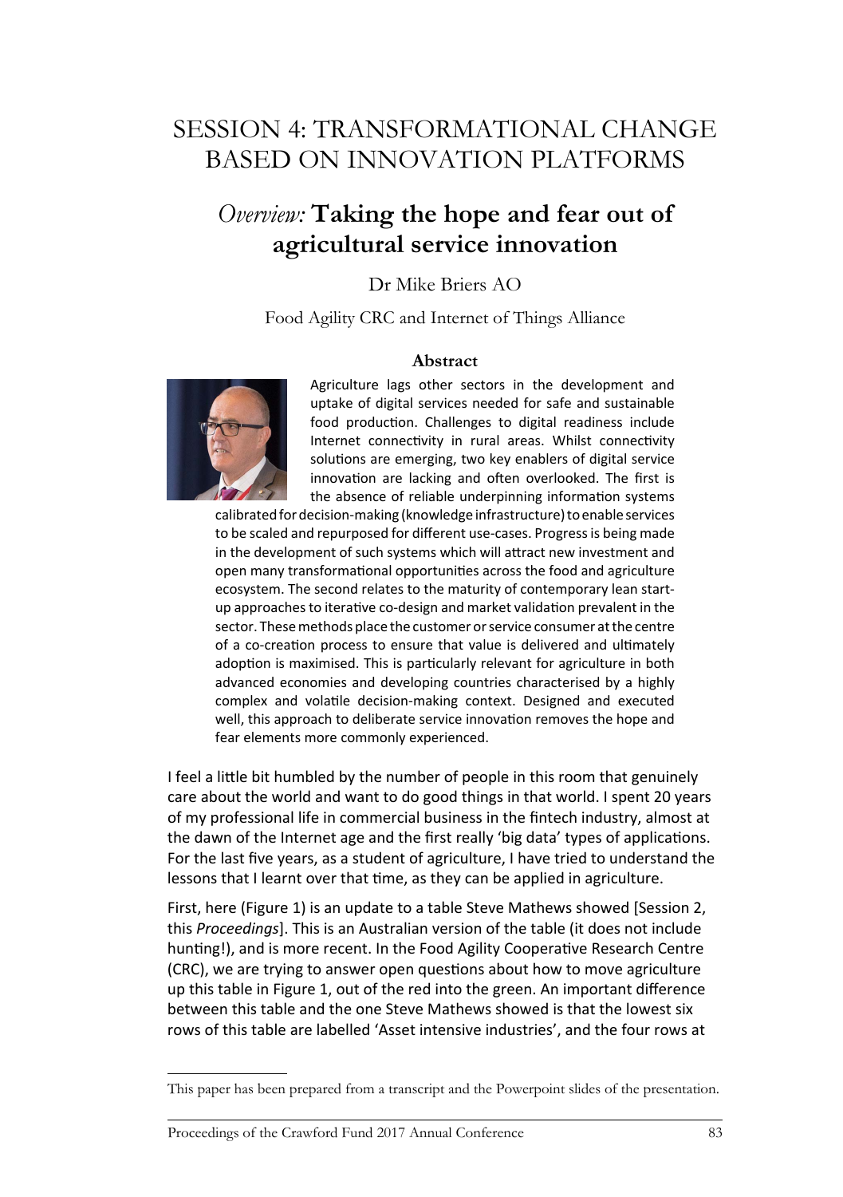# SESSION 4: TRANSFORMATIONAL CHANGE BASED ON INNOVATION PLATFORMS

## *Overview:* **Taking the hope and fear out of agricultural service innovation**

Dr Mike Briers AO

Food Agility CRC and Internet of Things Alliance

### Abstract

Agriculture lags other sectors in the development and uptake of digital services needed for safe and sustainable food production. Challenges to digital readiness include Internet connectivity in rural areas. Whilst connectivity solutions are emerging, two key enablers of digital service innovation are lacking and often overlooked. The first is the absence of reliable underpinning information systems calibrated for decision-making (knowledge infrastructure) to enable services to be scaled and repurposed for different use-cases. Progress is being made in the development of such systems which will attract new investment and open many transformational opportunities across the food and agriculture ecosystem. The second relates to the maturity of contemporary lean start-up approaches to iterative co-design and market validation prevalent in the sector. These methods place the customer or service consumer at the centre of a co-creation process to ensure that value is delivered and ultimately adoption is maximised. This is particularly relevant for agriculture in both advanced economies and developing countries characterised by a highly complex and volatile decision-making context. Designed and executed well, this approach to deliberate service innovation removes the hope and fear elements more commonly experienced.

I feel a little bit humbled by the number of people in this room that genuinely care about the world and want to do good things in that world. I spent 20 years of my professional life in commercial business in the fintech industry, almost at the dawn of the Internet age and the first really 'big data' types of applications. For the last five years, as a student of agriculture, I have tried to understand the lessons that I learnt over that time, as they can be applied in agriculture.

First, here (Figure 1) is an update to a table Steve Mathews showed [Session 2, this *Proceedings*]. This is an Australian version of the table (it does not include hunting!), and is more recent. In the Food Agility Cooperative Research Centre (CRC), we are trying to answer open questions about how to move agriculture up this table in Figure 1, out of the red into the green. An important difference between this table and the one Steve Mathews showed is that the lowest six rows of this table are labelled 'Asset intensive industries', and the four rows at

---

This paper has been prepared from a transcript and the Powerpoint slides of the presentation.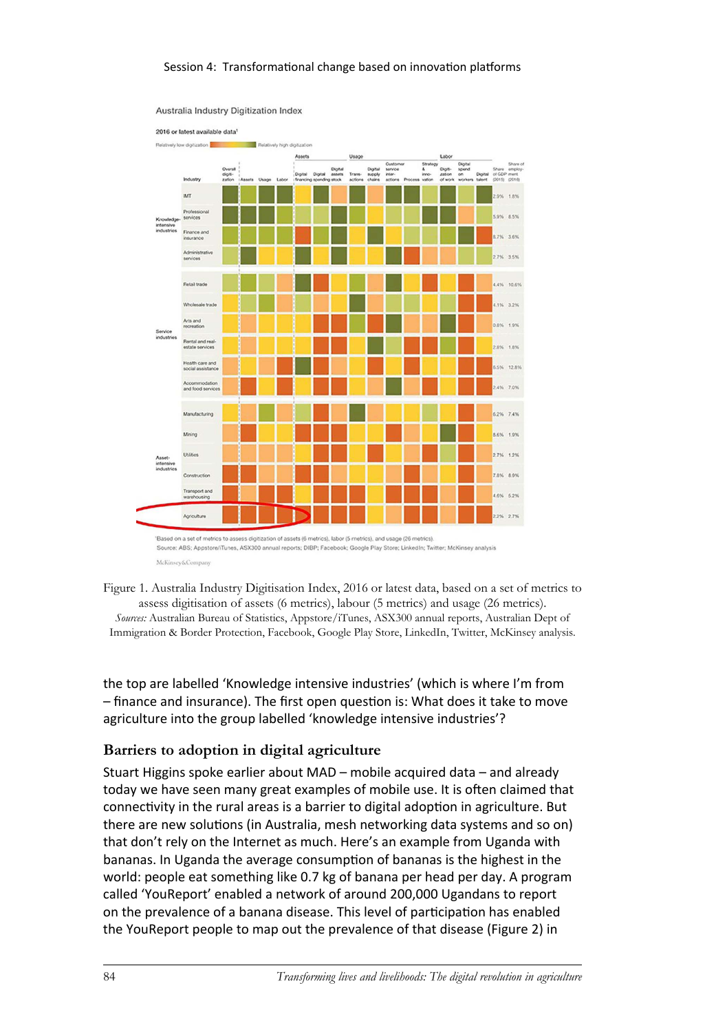Australia Industry Digitization Index

2016 or latest available data[1]

Relatively low digitization — Relatively high digitization

| | Industry | Overall digitization | Assets | Usage | Labor | Digital financing | Digital spending | Digital assets stock | Transactions | Digital supply chains | Customer service interactions | Process | Strategy & innovation | Digitization of work | Digital spend on workers | Digital talent | Share of GDP (2015) | Share of employment (2016) |
|---|---|---|---|---|---|---|---|---|---|---|---|---|---|---|---|---|---|---|
| Knowledge-intensive industries | IMT | | | | | | | | | | | | | | | | 2.9% | 1.8% |
| | Professional services | | | | | | | | | | | | | | | | 5.9% | 8.5% |
| | Finance and insurance | | | | | | | | | | | | | | | | 8.7% | 3.6% |
| | Administrative services | | | | | | | | | | | | | | | | 2.7% | 3.5% |
| Service industries | Retail trade | | | | | | | | | | | | | | | | 4.4% | 10.6% |
| | Wholesale trade | | | | | | | | | | | | | | | | 4.1% | 3.2% |
| | Arts and recreation | | | | | | | | | | | | | | | | 0.8% | 1.9% |
| | Rental and real-estate services | | | | | | | | | | | | | | | | 2.8% | 1.8% |
| | Health care and social assistance | | | | | | | | | | | | | | | | 6.5% | 12.8% |
| | Accommodation and food services | | | | | | | | | | | | | | | | 2.4% | 7.0% |
| Asset-intensive industries | Manufacturing | | | | | | | | | | | | | | | | 6.2% | 7.4% |
| | Mining | | | | | | | | | | | | | | | | 8.6% | 1.9% |
| | Utilities | | | | | | | | | | | | | | | | 2.7% | 1.3% |
| | Construction | | | | | | | | | | | | | | | | 7.8% | 8.9% |
| | Transport and warehousing | | | | | | | | | | | | | | | | 4.6% | 5.2% |
| | Agriculture | | | | | | | | | | | | | | | | 2.2% | 2.7% |

[1]Based on a set of metrics to assess digitization of assets (6 metrics), labor (5 metrics), and usage (26 metrics).
Source: ABS; Appstore/iTunes, ASX300 annual reports; DIBP; Facebook; Google Play Store; LinkedIn; Twitter; McKinsey analysis

McKinsey&Company

Figure 1. Australia Industry Digitisation Index, 2016 or latest data, based on a set of metrics to assess digitisation of assets (6 metrics), labour (5 metrics) and usage (26 metrics).
*Sources:* Australian Bureau of Statistics, Appstore/iTunes, ASX300 annual reports, Australian Dept of Immigration & Border Protection, Facebook, Google Play Store, LinkedIn, Twitter, McKinsey analysis.

the top are labelled 'Knowledge intensive industries' (which is where I'm from – finance and insurance). The first open question is: What does it take to move agriculture into the group labelled 'knowledge intensive industries'?

## Barriers to adoption in digital agriculture

Stuart Higgins spoke earlier about MAD – mobile acquired data – and already today we have seen many great examples of mobile use. It is often claimed that connectivity in the rural areas is a barrier to digital adoption in agriculture. But there are new solutions (in Australia, mesh networking data systems and so on) that don't rely on the Internet as much. Here's an example from Uganda with bananas. In Uganda the average consumption of bananas is the highest in the world: people eat something like 0.7 kg of banana per head per day. A program called 'YouReport' enabled a network of around 200,000 Ugandans to report on the prevalence of a banana disease. This level of participation has enabled the YouReport people to map out the prevalence of that disease (Figure 2) in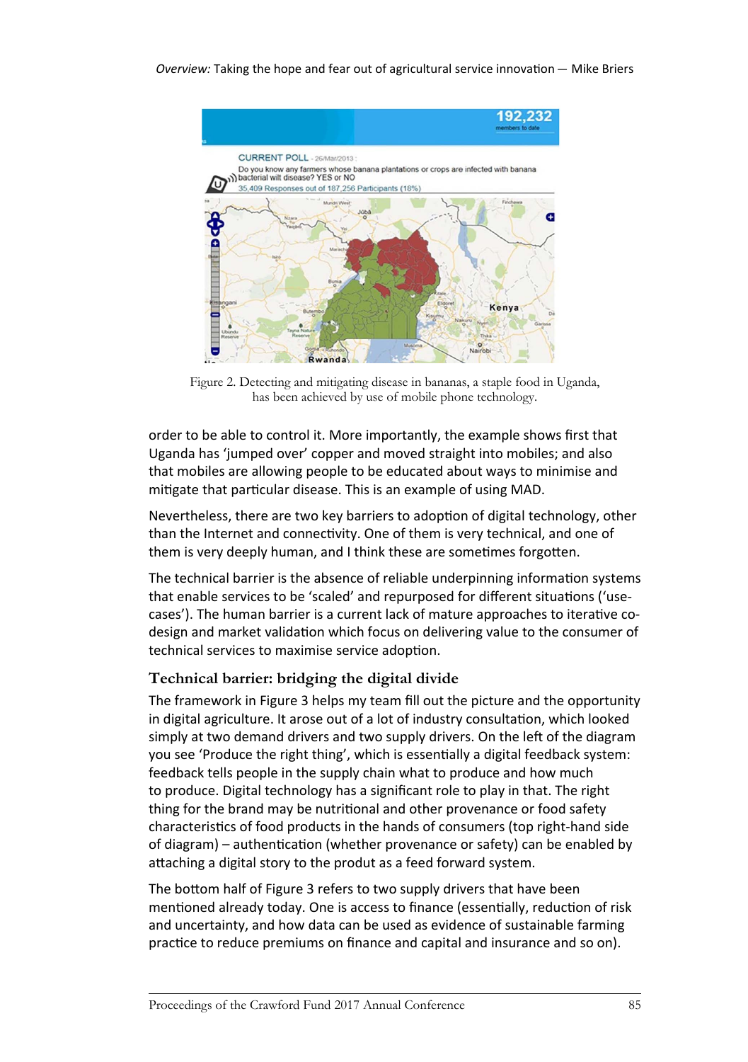Figure 2. Detecting and mitigating disease in bananas, a staple food in Uganda, has been achieved by use of mobile phone technology.

order to be able to control it. More importantly, the example shows first that Uganda has 'jumped over' copper and moved straight into mobiles; and also that mobiles are allowing people to be educated about ways to minimise and mitigate that particular disease. This is an example of using MAD.

Nevertheless, there are two key barriers to adoption of digital technology, other than the Internet and connectivity. One of them is very technical, and one of them is very deeply human, and I think these are sometimes forgotten.

The technical barrier is the absence of reliable underpinning information systems that enable services to be 'scaled' and repurposed for different situations ('use-cases'). The human barrier is a current lack of mature approaches to iterative co-design and market validation which focus on delivering value to the consumer of technical services to maximise service adoption.

## Technical barrier: bridging the digital divide

The framework in Figure 3 helps my team fill out the picture and the opportunity in digital agriculture. It arose out of a lot of industry consultation, which looked simply at two demand drivers and two supply drivers. On the left of the diagram you see 'Produce the right thing', which is essentially a digital feedback system: feedback tells people in the supply chain what to produce and how much to produce. Digital technology has a significant role to play in that. The right thing for the brand may be nutritional and other provenance or food safety characteristics of food products in the hands of consumers (top right-hand side of diagram) – authentication (whether provenance or safety) can be enabled by attaching a digital story to the produt as a feed forward system.

The bottom half of Figure 3 refers to two supply drivers that have been mentioned already today. One is access to finance (essentially, reduction of risk and uncertainty, and how data can be used as evidence of sustainable farming practice to reduce premiums on finance and capital and insurance and so on).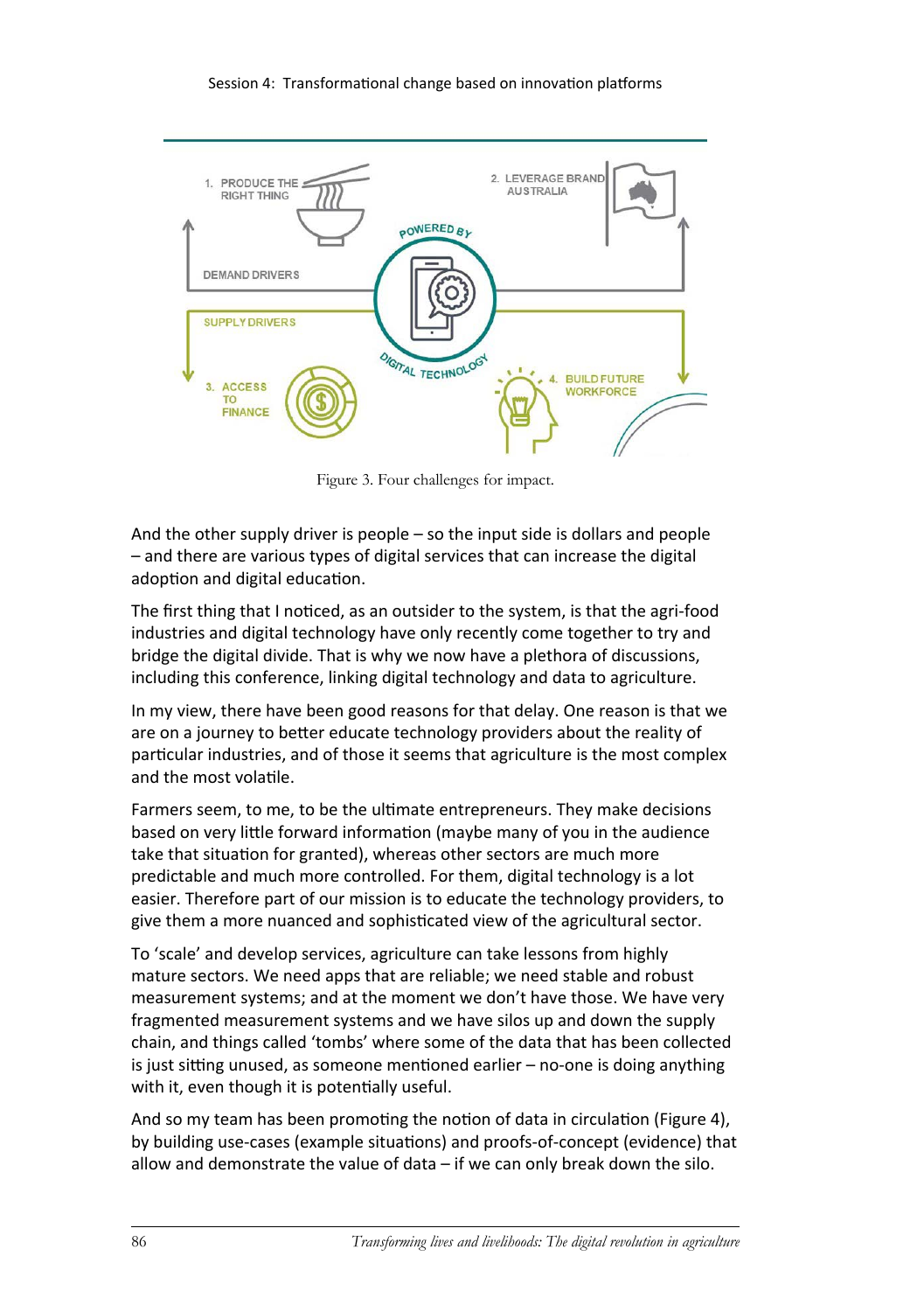Figure 3. Four challenges for impact.

And the other supply driver is people – so the input side is dollars and people – and there are various types of digital services that can increase the digital adoption and digital education.

The first thing that I noticed, as an outsider to the system, is that the agri-food industries and digital technology have only recently come together to try and bridge the digital divide. That is why we now have a plethora of discussions, including this conference, linking digital technology and data to agriculture.

In my view, there have been good reasons for that delay. One reason is that we are on a journey to better educate technology providers about the reality of particular industries, and of those it seems that agriculture is the most complex and the most volatile.

Farmers seem, to me, to be the ultimate entrepreneurs. They make decisions based on very little forward information (maybe many of you in the audience take that situation for granted), whereas other sectors are much more predictable and much more controlled. For them, digital technology is a lot easier. Therefore part of our mission is to educate the technology providers, to give them a more nuanced and sophisticated view of the agricultural sector.

To 'scale' and develop services, agriculture can take lessons from highly mature sectors. We need apps that are reliable; we need stable and robust measurement systems; and at the moment we don't have those. We have very fragmented measurement systems and we have silos up and down the supply chain, and things called 'tombs' where some of the data that has been collected is just sitting unused, as someone mentioned earlier – no-one is doing anything with it, even though it is potentially useful.

And so my team has been promoting the notion of data in circulation (Figure 4), by building use-cases (example situations) and proofs-of-concept (evidence) that allow and demonstrate the value of data – if we can only break down the silo.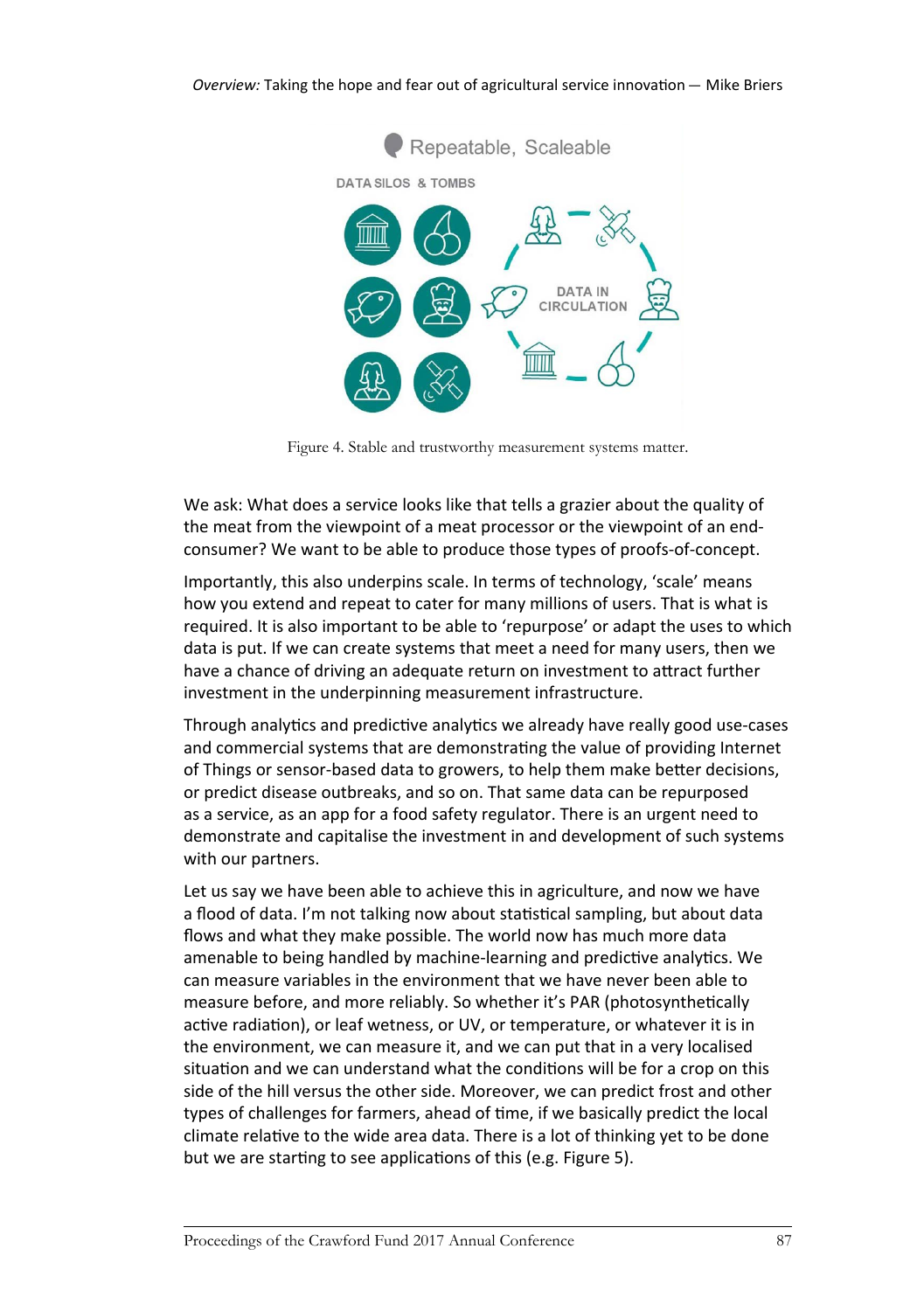Repeatable, Scaleable

DATA SILOS & TOMBS

DATA IN CIRCULATION

Figure 4. Stable and trustworthy measurement systems matter.

We ask: What does a service looks like that tells a grazier about the quality of the meat from the viewpoint of a meat processor or the viewpoint of an end-consumer? We want to be able to produce those types of proofs-of-concept.

Importantly, this also underpins scale. In terms of technology, 'scale' means how you extend and repeat to cater for many millions of users. That is what is required. It is also important to be able to 'repurpose' or adapt the uses to which data is put. If we can create systems that meet a need for many users, then we have a chance of driving an adequate return on investment to attract further investment in the underpinning measurement infrastructure.

Through analytics and predictive analytics we already have really good use-cases and commercial systems that are demonstrating the value of providing Internet of Things or sensor-based data to growers, to help them make better decisions, or predict disease outbreaks, and so on. That same data can be repurposed as a service, as an app for a food safety regulator. There is an urgent need to demonstrate and capitalise the investment in and development of such systems with our partners.

Let us say we have been able to achieve this in agriculture, and now we have a flood of data. I'm not talking now about statistical sampling, but about data flows and what they make possible. The world now has much more data amenable to being handled by machine-learning and predictive analytics. We can measure variables in the environment that we have never been able to measure before, and more reliably. So whether it's PAR (photosynthetically active radiation), or leaf wetness, or UV, or temperature, or whatever it is in the environment, we can measure it, and we can put that in a very localised situation and we can understand what the conditions will be for a crop on this side of the hill versus the other side. Moreover, we can predict frost and other types of challenges for farmers, ahead of time, if we basically predict the local climate relative to the wide area data. There is a lot of thinking yet to be done but we are starting to see applications of this (e.g. Figure 5).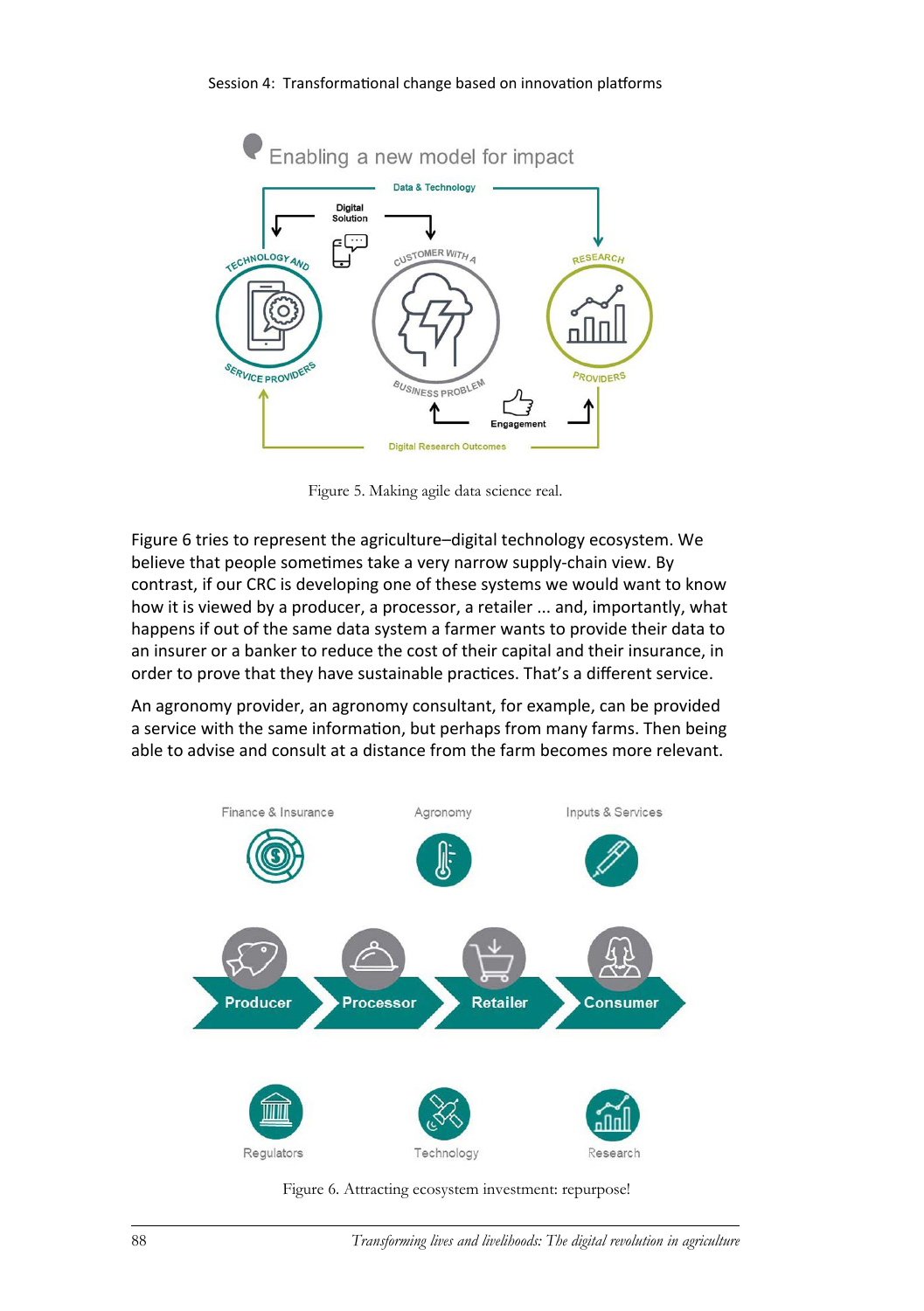Figure 5. Making agile data science real.

Figure 6 tries to represent the agriculture–digital technology ecosystem. We believe that people sometimes take a very narrow supply-chain view. By contrast, if our CRC is developing one of these systems we would want to know how it is viewed by a producer, a processor, a retailer ... and, importantly, what happens if out of the same data system a farmer wants to provide their data to an insurer or a banker to reduce the cost of their capital and their insurance, in order to prove that they have sustainable practices. That's a different service.

An agronomy provider, an agronomy consultant, for example, can be provided a service with the same information, but perhaps from many farms. Then being able to advise and consult at a distance from the farm becomes more relevant.

Figure 6. Attracting ecosystem investment: repurpose!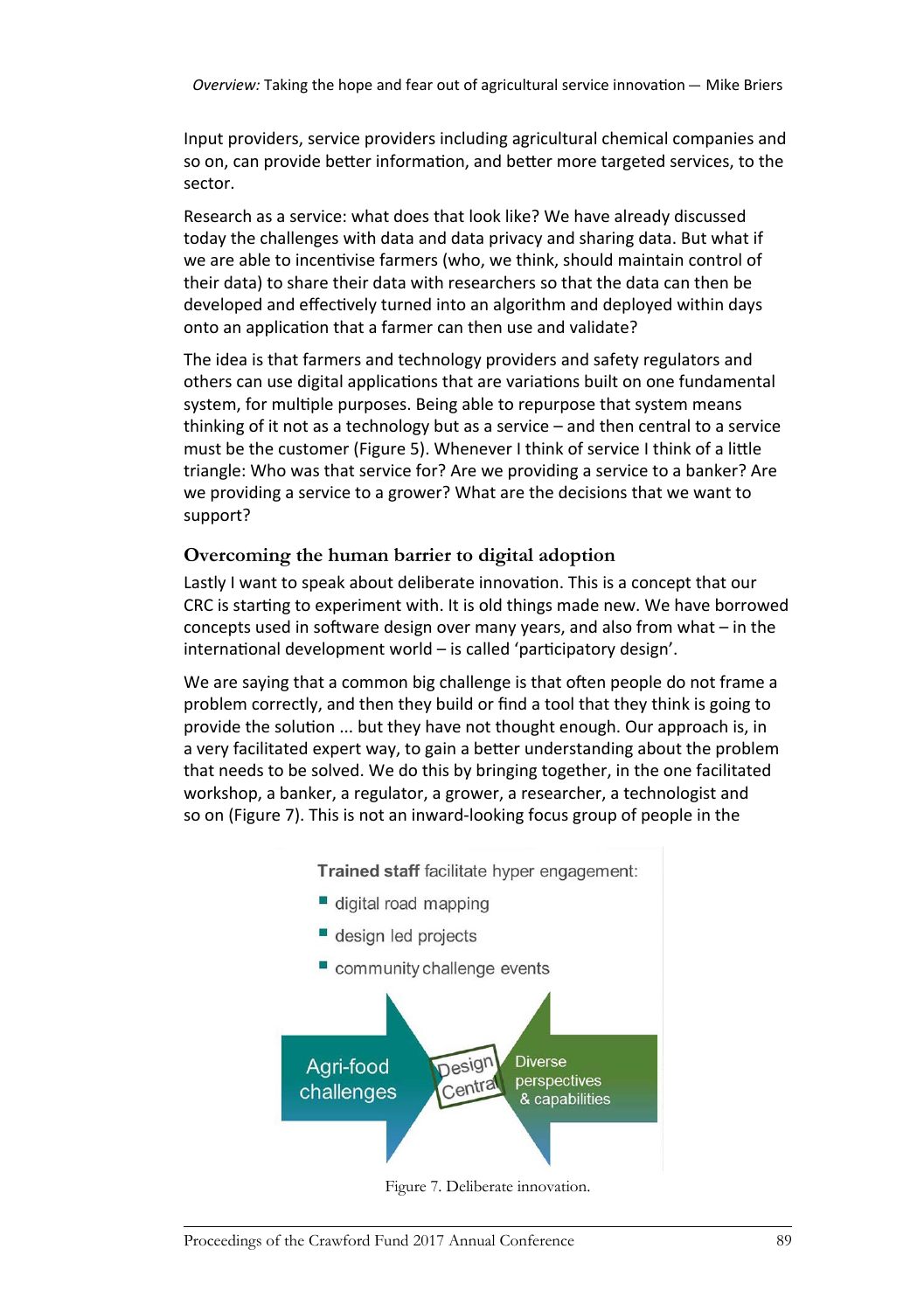Input providers, service providers including agricultural chemical companies and so on, can provide better information, and better more targeted services, to the sector.

Research as a service: what does that look like? We have already discussed today the challenges with data and data privacy and sharing data. But what if we are able to incentivise farmers (who, we think, should maintain control of their data) to share their data with researchers so that the data can then be developed and effectively turned into an algorithm and deployed within days onto an application that a farmer can then use and validate?

The idea is that farmers and technology providers and safety regulators and others can use digital applications that are variations built on one fundamental system, for multiple purposes. Being able to repurpose that system means thinking of it not as a technology but as a service – and then central to a service must be the customer (Figure 5). Whenever I think of service I think of a little triangle: Who was that service for? Are we providing a service to a banker? Are we providing a service to a grower? What are the decisions that we want to support?

## Overcoming the human barrier to digital adoption

Lastly I want to speak about deliberate innovation. This is a concept that our CRC is starting to experiment with. It is old things made new. We have borrowed concepts used in software design over many years, and also from what – in the international development world – is called 'participatory design'.

We are saying that a common big challenge is that often people do not frame a problem correctly, and then they build or find a tool that they think is going to provide the solution ... but they have not thought enough. Our approach is, in a very facilitated expert way, to gain a better understanding about the problem that needs to be solved. We do this by bringing together, in the one facilitated workshop, a banker, a regulator, a grower, a researcher, a technologist and so on (Figure 7). This is not an inward-looking focus group of people in the

**Trained staff** facilitate hyper engagement:

- digital road mapping
- design led projects
- community challenge events

Agri-food challenges | Design Central | Diverse perspectives & capabilities

Figure 7. Deliberate innovation.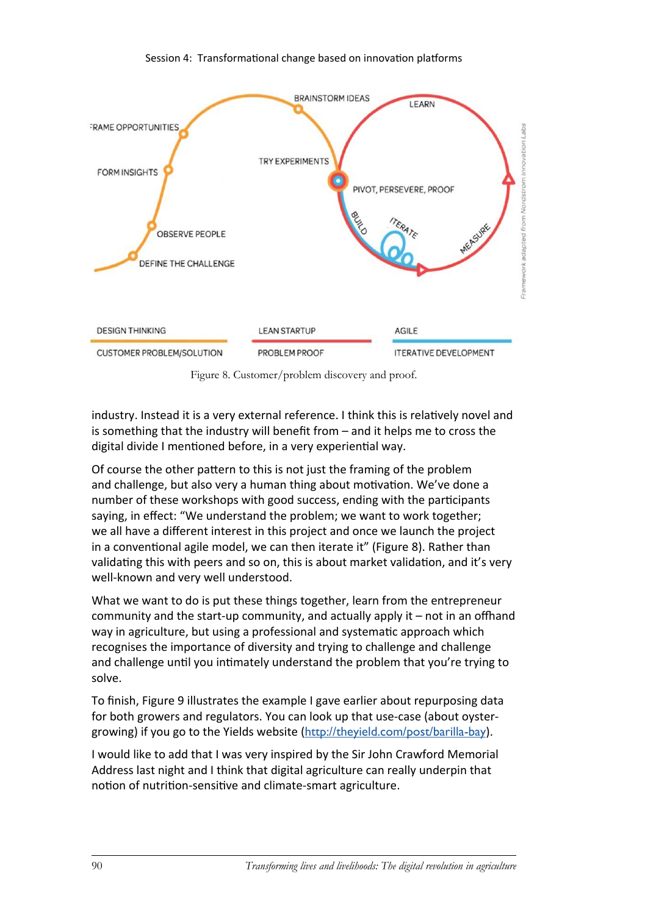Figure 8. Customer/problem discovery and proof.

industry. Instead it is a very external reference. I think this is relatively novel and is something that the industry will benefit from – and it helps me to cross the digital divide I mentioned before, in a very experiential way.

Of course the other pattern to this is not just the framing of the problem and challenge, but also very a human thing about motivation. We've done a number of these workshops with good success, ending with the participants saying, in effect: "We understand the problem; we want to work together; we all have a different interest in this project and once we launch the project in a conventional agile model, we can then iterate it" (Figure 8). Rather than validating this with peers and so on, this is about market validation, and it's very well-known and very well understood.

What we want to do is put these things together, learn from the entrepreneur community and the start-up community, and actually apply it – not in an offhand way in agriculture, but using a professional and systematic approach which recognises the importance of diversity and trying to challenge and challenge and challenge until you intimately understand the problem that you're trying to solve.

To finish, Figure 9 illustrates the example I gave earlier about repurposing data for both growers and regulators. You can look up that use-case (about oyster-growing) if you go to the Yields website (http://theyield.com/post/barilla-bay).

I would like to add that I was very inspired by the Sir John Crawford Memorial Address last night and I think that digital agriculture can really underpin that notion of nutrition-sensitive and climate-smart agriculture.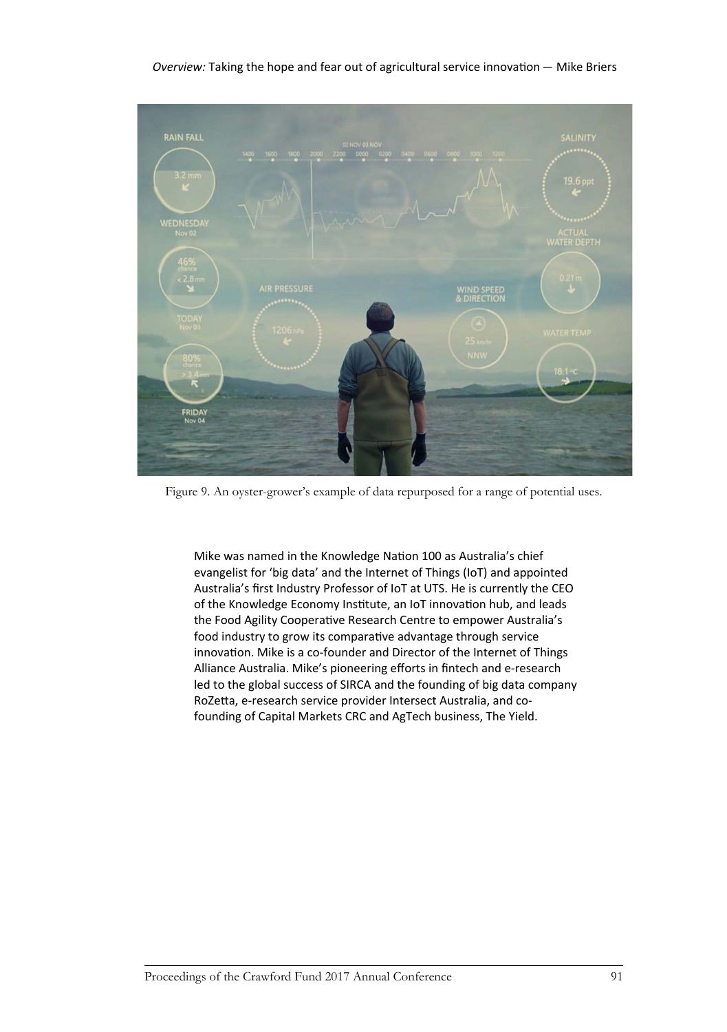RAIN FALL

3.2 mm

WEDNESDAY
Nov 02

46%
chance
< 2.8mm

TODAY
Nov 03

80%
chance
> 3.4mm

FRIDAY
Nov 04

02 NOV 03 NOV

1400 1600 1800 2000 2200 0000 0200 0400 0600 0800 1000 1200

AIR PRESSURE

1206 hPa

WIND SPEED
& DIRECTION

25 km/hr
NNW

SALINITY

19.6 ppt

ACTUAL
WATER DEPTH

0.21 m

WATER TEMP

18.1 °C

Figure 9. An oyster-grower's example of data repurposed for a range of potential uses.

Mike was named in the Knowledge Nation 100 as Australia's chief evangelist for 'big data' and the Internet of Things (IoT) and appointed Australia's first Industry Professor of IoT at UTS. He is currently the CEO of the Knowledge Economy Institute, an IoT innovation hub, and leads the Food Agility Cooperative Research Centre to empower Australia's food industry to grow its comparative advantage through service innovation. Mike is a co-founder and Director of the Internet of Things Alliance Australia. Mike's pioneering efforts in fintech and e-research led to the global success of SIRCA and the founding of big data company RoZetta, e-research service provider Intersect Australia, and co-founding of Capital Markets CRC and AgTech business, The Yield.